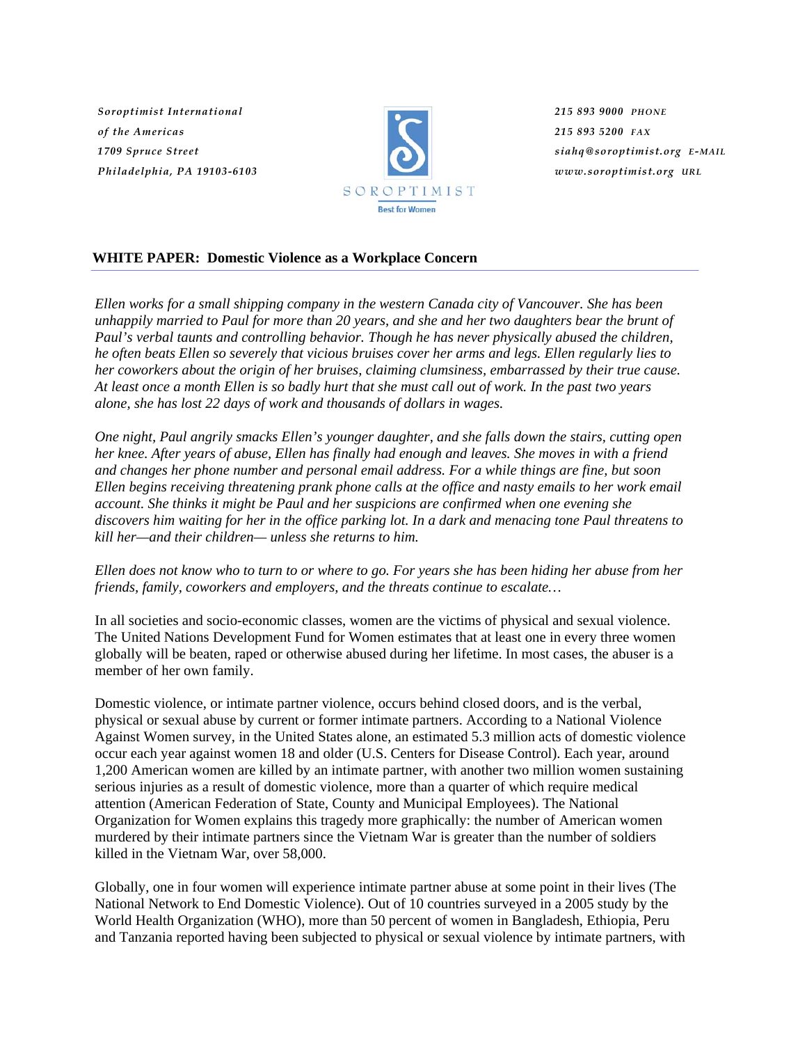Soroptimist International
of the Americas
1709 Spruce Street
Philadelphia, PA 19103-6103

SOROPTIMIST
Best for Women

215 893 9000 PHONE
215 893 5200 FAX
siahq@soroptimist.org E-MAIL
www.soroptimist.org URL

## WHITE PAPER: Domestic Violence as a Workplace Concern

*Ellen works for a small shipping company in the western Canada city of Vancouver. She has been unhappily married to Paul for more than 20 years, and she and her two daughters bear the brunt of Paul's verbal taunts and controlling behavior. Though he has never physically abused the children, he often beats Ellen so severely that vicious bruises cover her arms and legs. Ellen regularly lies to her coworkers about the origin of her bruises, claiming clumsiness, embarrassed by their true cause. At least once a month Ellen is so badly hurt that she must call out of work. In the past two years alone, she has lost 22 days of work and thousands of dollars in wages.*

*One night, Paul angrily smacks Ellen's younger daughter, and she falls down the stairs, cutting open her knee. After years of abuse, Ellen has finally had enough and leaves. She moves in with a friend and changes her phone number and personal email address. For a while things are fine, but soon Ellen begins receiving threatening prank phone calls at the office and nasty emails to her work email account. She thinks it might be Paul and her suspicions are confirmed when one evening she discovers him waiting for her in the office parking lot. In a dark and menacing tone Paul threatens to kill her—and their children— unless she returns to him.*

*Ellen does not know who to turn to or where to go. For years she has been hiding her abuse from her friends, family, coworkers and employers, and the threats continue to escalate…*

In all societies and socio-economic classes, women are the victims of physical and sexual violence. The United Nations Development Fund for Women estimates that at least one in every three women globally will be beaten, raped or otherwise abused during her lifetime. In most cases, the abuser is a member of her own family.

Domestic violence, or intimate partner violence, occurs behind closed doors, and is the verbal, physical or sexual abuse by current or former intimate partners. According to a National Violence Against Women survey, in the United States alone, an estimated 5.3 million acts of domestic violence occur each year against women 18 and older (U.S. Centers for Disease Control). Each year, around 1,200 American women are killed by an intimate partner, with another two million women sustaining serious injuries as a result of domestic violence, more than a quarter of which require medical attention (American Federation of State, County and Municipal Employees). The National Organization for Women explains this tragedy more graphically: the number of American women murdered by their intimate partners since the Vietnam War is greater than the number of soldiers killed in the Vietnam War, over 58,000.

Globally, one in four women will experience intimate partner abuse at some point in their lives (The National Network to End Domestic Violence). Out of 10 countries surveyed in a 2005 study by the World Health Organization (WHO), more than 50 percent of women in Bangladesh, Ethiopia, Peru and Tanzania reported having been subjected to physical or sexual violence by intimate partners, with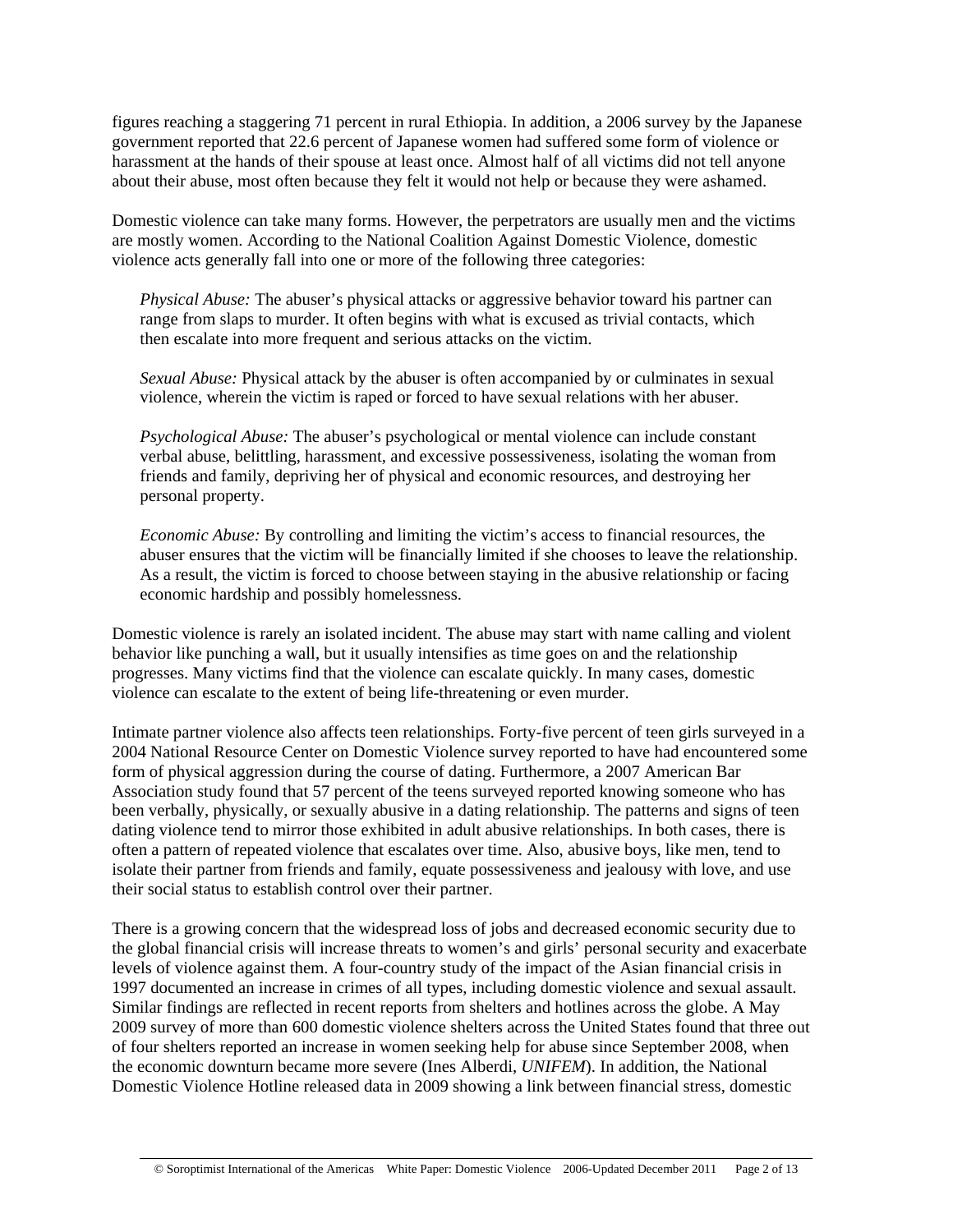figures reaching a staggering 71 percent in rural Ethiopia. In addition, a 2006 survey by the Japanese government reported that 22.6 percent of Japanese women had suffered some form of violence or harassment at the hands of their spouse at least once. Almost half of all victims did not tell anyone about their abuse, most often because they felt it would not help or because they were ashamed.

Domestic violence can take many forms. However, the perpetrators are usually men and the victims are mostly women. According to the National Coalition Against Domestic Violence, domestic violence acts generally fall into one or more of the following three categories:

> *Physical Abuse:* The abuser's physical attacks or aggressive behavior toward his partner can range from slaps to murder. It often begins with what is excused as trivial contacts, which then escalate into more frequent and serious attacks on the victim.
>
> *Sexual Abuse:* Physical attack by the abuser is often accompanied by or culminates in sexual violence, wherein the victim is raped or forced to have sexual relations with her abuser.
>
> *Psychological Abuse:* The abuser's psychological or mental violence can include constant verbal abuse, belittling, harassment, and excessive possessiveness, isolating the woman from friends and family, depriving her of physical and economic resources, and destroying her personal property.
>
> *Economic Abuse:* By controlling and limiting the victim's access to financial resources, the abuser ensures that the victim will be financially limited if she chooses to leave the relationship. As a result, the victim is forced to choose between staying in the abusive relationship or facing economic hardship and possibly homelessness.

Domestic violence is rarely an isolated incident. The abuse may start with name calling and violent behavior like punching a wall, but it usually intensifies as time goes on and the relationship progresses. Many victims find that the violence can escalate quickly. In many cases, domestic violence can escalate to the extent of being life-threatening or even murder.

Intimate partner violence also affects teen relationships. Forty-five percent of teen girls surveyed in a 2004 National Resource Center on Domestic Violence survey reported to have had encountered some form of physical aggression during the course of dating. Furthermore, a 2007 American Bar Association study found that 57 percent of the teens surveyed reported knowing someone who has been verbally, physically, or sexually abusive in a dating relationship. The patterns and signs of teen dating violence tend to mirror those exhibited in adult abusive relationships. In both cases, there is often a pattern of repeated violence that escalates over time. Also, abusive boys, like men, tend to isolate their partner from friends and family, equate possessiveness and jealousy with love, and use their social status to establish control over their partner.

There is a growing concern that the widespread loss of jobs and decreased economic security due to the global financial crisis will increase threats to women's and girls' personal security and exacerbate levels of violence against them. A four-country study of the impact of the Asian financial crisis in 1997 documented an increase in crimes of all types, including domestic violence and sexual assault. Similar findings are reflected in recent reports from shelters and hotlines across the globe. A May 2009 survey of more than 600 domestic violence shelters across the United States found that three out of four shelters reported an increase in women seeking help for abuse since September 2008, when the economic downturn became more severe (Ines Alberdi, *UNIFEM*). In addition, the National Domestic Violence Hotline released data in 2009 showing a link between financial stress, domestic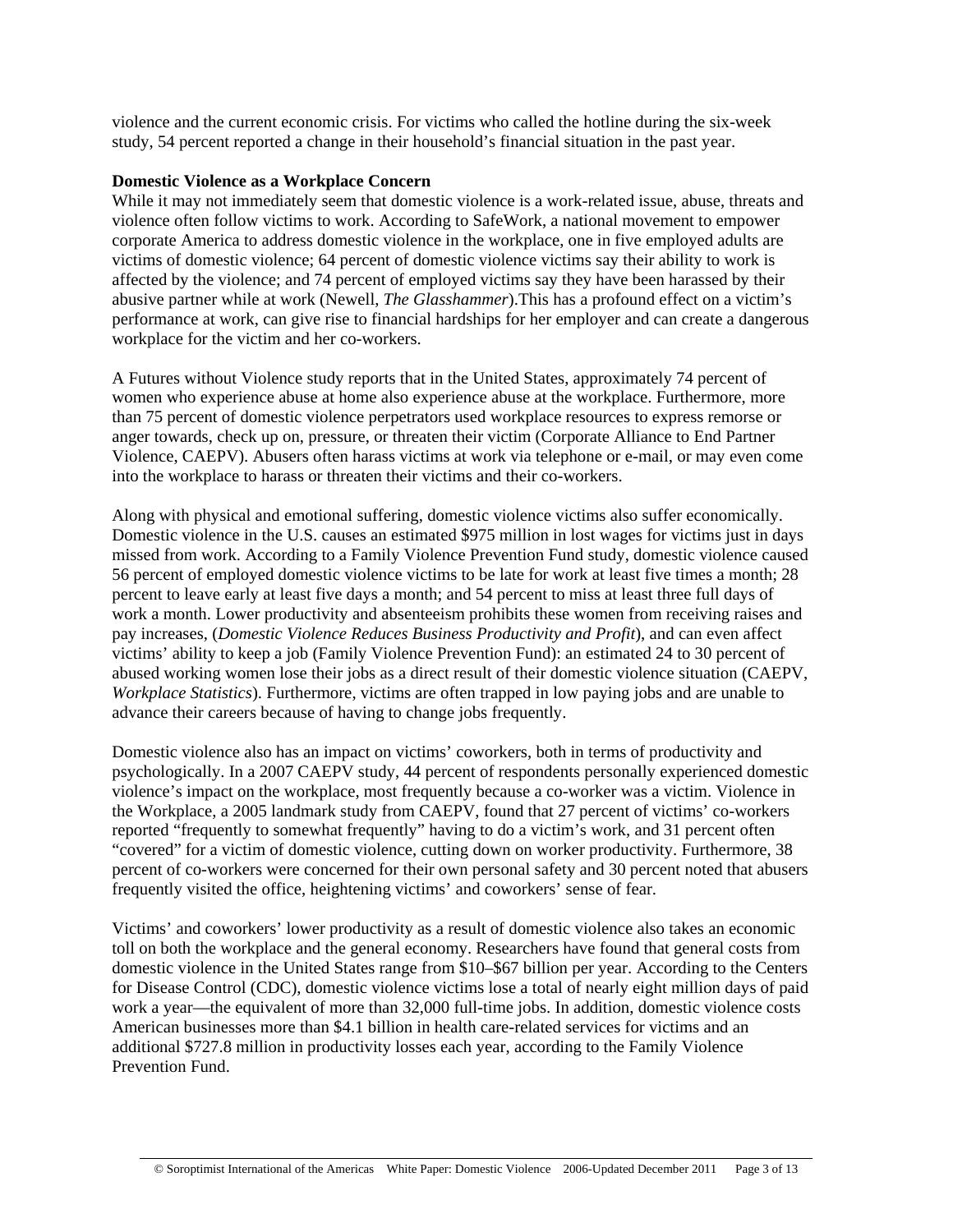violence and the current economic crisis. For victims who called the hotline during the six-week study, 54 percent reported a change in their household's financial situation in the past year.

**Domestic Violence as a Workplace Concern**

While it may not immediately seem that domestic violence is a work-related issue, abuse, threats and violence often follow victims to work. According to SafeWork, a national movement to empower corporate America to address domestic violence in the workplace, one in five employed adults are victims of domestic violence; 64 percent of domestic violence victims say their ability to work is affected by the violence; and 74 percent of employed victims say they have been harassed by their abusive partner while at work (Newell, *The Glasshammer*).This has a profound effect on a victim's performance at work, can give rise to financial hardships for her employer and can create a dangerous workplace for the victim and her co-workers.

A Futures without Violence study reports that in the United States, approximately 74 percent of women who experience abuse at home also experience abuse at the workplace. Furthermore, more than 75 percent of domestic violence perpetrators used workplace resources to express remorse or anger towards, check up on, pressure, or threaten their victim (Corporate Alliance to End Partner Violence, CAEPV). Abusers often harass victims at work via telephone or e-mail, or may even come into the workplace to harass or threaten their victims and their co-workers.

Along with physical and emotional suffering, domestic violence victims also suffer economically. Domestic violence in the U.S. causes an estimated $975 million in lost wages for victims just in days missed from work. According to a Family Violence Prevention Fund study, domestic violence caused 56 percent of employed domestic violence victims to be late for work at least five times a month; 28 percent to leave early at least five days a month; and 54 percent to miss at least three full days of work a month. Lower productivity and absenteeism prohibits these women from receiving raises and pay increases, (*Domestic Violence Reduces Business Productivity and Profit*), and can even affect victims' ability to keep a job (Family Violence Prevention Fund): an estimated 24 to 30 percent of abused working women lose their jobs as a direct result of their domestic violence situation (CAEPV, *Workplace Statistics*). Furthermore, victims are often trapped in low paying jobs and are unable to advance their careers because of having to change jobs frequently.

Domestic violence also has an impact on victims' coworkers, both in terms of productivity and psychologically. In a 2007 CAEPV study, 44 percent of respondents personally experienced domestic violence's impact on the workplace, most frequently because a co-worker was a victim. Violence in the Workplace, a 2005 landmark study from CAEPV, found that 27 percent of victims' co-workers reported "frequently to somewhat frequently" having to do a victim's work, and 31 percent often "covered" for a victim of domestic violence, cutting down on worker productivity. Furthermore, 38 percent of co-workers were concerned for their own personal safety and 30 percent noted that abusers frequently visited the office, heightening victims' and coworkers' sense of fear.

Victims' and coworkers' lower productivity as a result of domestic violence also takes an economic toll on both the workplace and the general economy. Researchers have found that general costs from domestic violence in the United States range from $10–$67 billion per year. According to the Centers for Disease Control (CDC), domestic violence victims lose a total of nearly eight million days of paid work a year—the equivalent of more than 32,000 full-time jobs. In addition, domestic violence costs American businesses more than $4.1 billion in health care-related services for victims and an additional $727.8 million in productivity losses each year, according to the Family Violence Prevention Fund.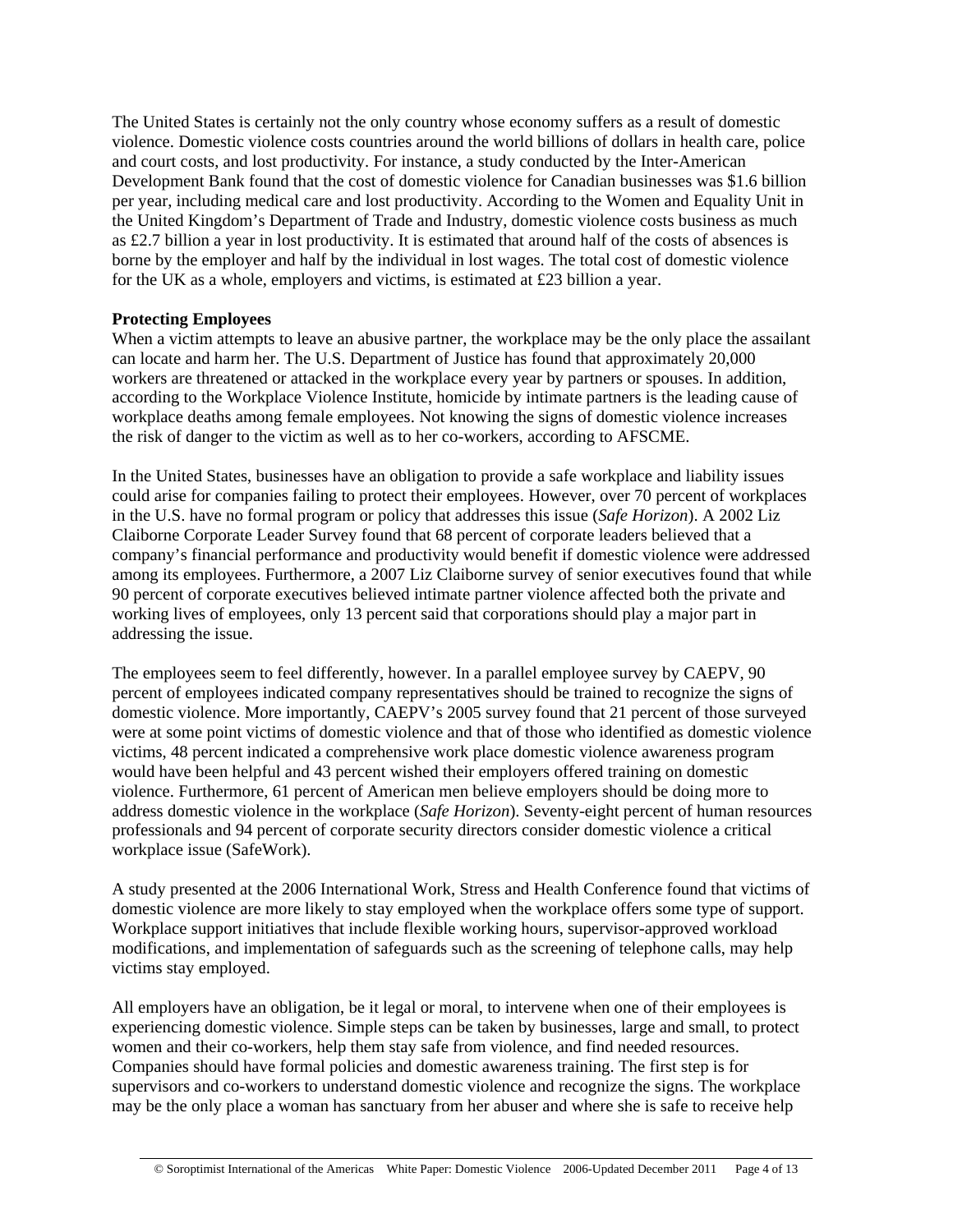The United States is certainly not the only country whose economy suffers as a result of domestic violence. Domestic violence costs countries around the world billions of dollars in health care, police and court costs, and lost productivity. For instance, a study conducted by the Inter-American Development Bank found that the cost of domestic violence for Canadian businesses was $1.6 billion per year, including medical care and lost productivity. According to the Women and Equality Unit in the United Kingdom's Department of Trade and Industry, domestic violence costs business as much as £2.7 billion a year in lost productivity. It is estimated that around half of the costs of absences is borne by the employer and half by the individual in lost wages. The total cost of domestic violence for the UK as a whole, employers and victims, is estimated at £23 billion a year.

**Protecting Employees**

When a victim attempts to leave an abusive partner, the workplace may be the only place the assailant can locate and harm her. The U.S. Department of Justice has found that approximately 20,000 workers are threatened or attacked in the workplace every year by partners or spouses. In addition, according to the Workplace Violence Institute, homicide by intimate partners is the leading cause of workplace deaths among female employees. Not knowing the signs of domestic violence increases the risk of danger to the victim as well as to her co-workers, according to AFSCME.

In the United States, businesses have an obligation to provide a safe workplace and liability issues could arise for companies failing to protect their employees. However, over 70 percent of workplaces in the U.S. have no formal program or policy that addresses this issue (*Safe Horizon*). A 2002 Liz Claiborne Corporate Leader Survey found that 68 percent of corporate leaders believed that a company's financial performance and productivity would benefit if domestic violence were addressed among its employees. Furthermore, a 2007 Liz Claiborne survey of senior executives found that while 90 percent of corporate executives believed intimate partner violence affected both the private and working lives of employees, only 13 percent said that corporations should play a major part in addressing the issue.

The employees seem to feel differently, however. In a parallel employee survey by CAEPV, 90 percent of employees indicated company representatives should be trained to recognize the signs of domestic violence. More importantly, CAEPV's 2005 survey found that 21 percent of those surveyed were at some point victims of domestic violence and that of those who identified as domestic violence victims, 48 percent indicated a comprehensive work place domestic violence awareness program would have been helpful and 43 percent wished their employers offered training on domestic violence. Furthermore, 61 percent of American men believe employers should be doing more to address domestic violence in the workplace (*Safe Horizon*). Seventy-eight percent of human resources professionals and 94 percent of corporate security directors consider domestic violence a critical workplace issue (SafeWork).

A study presented at the 2006 International Work, Stress and Health Conference found that victims of domestic violence are more likely to stay employed when the workplace offers some type of support. Workplace support initiatives that include flexible working hours, supervisor-approved workload modifications, and implementation of safeguards such as the screening of telephone calls, may help victims stay employed.

All employers have an obligation, be it legal or moral, to intervene when one of their employees is experiencing domestic violence. Simple steps can be taken by businesses, large and small, to protect women and their co-workers, help them stay safe from violence, and find needed resources. Companies should have formal policies and domestic awareness training. The first step is for supervisors and co-workers to understand domestic violence and recognize the signs. The workplace may be the only place a woman has sanctuary from her abuser and where she is safe to receive help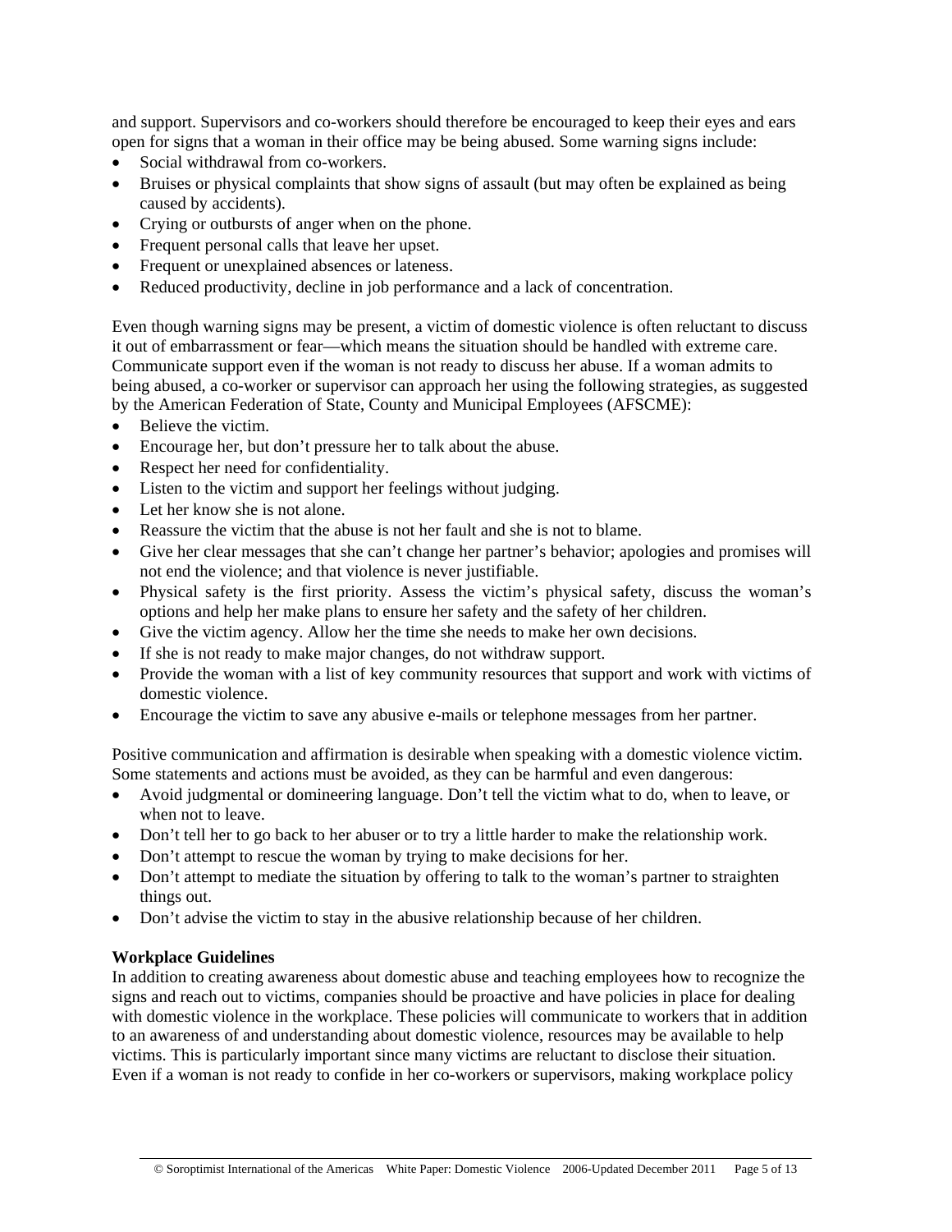and support. Supervisors and co-workers should therefore be encouraged to keep their eyes and ears open for signs that a woman in their office may be being abused. Some warning signs include:

- Social withdrawal from co-workers.
- Bruises or physical complaints that show signs of assault (but may often be explained as being caused by accidents).
- Crying or outbursts of anger when on the phone.
- Frequent personal calls that leave her upset.
- Frequent or unexplained absences or lateness.
- Reduced productivity, decline in job performance and a lack of concentration.

Even though warning signs may be present, a victim of domestic violence is often reluctant to discuss it out of embarrassment or fear—which means the situation should be handled with extreme care. Communicate support even if the woman is not ready to discuss her abuse. If a woman admits to being abused, a co-worker or supervisor can approach her using the following strategies, as suggested by the American Federation of State, County and Municipal Employees (AFSCME):

- Believe the victim.
- Encourage her, but don't pressure her to talk about the abuse.
- Respect her need for confidentiality.
- Listen to the victim and support her feelings without judging.
- Let her know she is not alone.
- Reassure the victim that the abuse is not her fault and she is not to blame.
- Give her clear messages that she can't change her partner's behavior; apologies and promises will not end the violence; and that violence is never justifiable.
- Physical safety is the first priority. Assess the victim's physical safety, discuss the woman's options and help her make plans to ensure her safety and the safety of her children.
- Give the victim agency. Allow her the time she needs to make her own decisions.
- If she is not ready to make major changes, do not withdraw support.
- Provide the woman with a list of key community resources that support and work with victims of domestic violence.
- Encourage the victim to save any abusive e-mails or telephone messages from her partner.

Positive communication and affirmation is desirable when speaking with a domestic violence victim. Some statements and actions must be avoided, as they can be harmful and even dangerous:

- Avoid judgmental or domineering language. Don't tell the victim what to do, when to leave, or when not to leave.
- Don't tell her to go back to her abuser or to try a little harder to make the relationship work.
- Don't attempt to rescue the woman by trying to make decisions for her.
- Don't attempt to mediate the situation by offering to talk to the woman's partner to straighten things out.
- Don't advise the victim to stay in the abusive relationship because of her children.

**Workplace Guidelines**

In addition to creating awareness about domestic abuse and teaching employees how to recognize the signs and reach out to victims, companies should be proactive and have policies in place for dealing with domestic violence in the workplace. These policies will communicate to workers that in addition to an awareness of and understanding about domestic violence, resources may be available to help victims. This is particularly important since many victims are reluctant to disclose their situation. Even if a woman is not ready to confide in her co-workers or supervisors, making workplace policy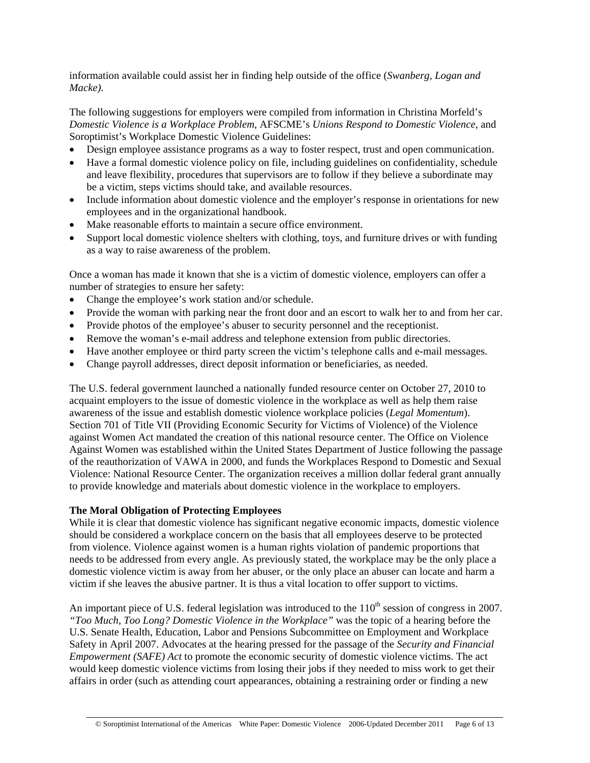information available could assist her in finding help outside of the office (*Swanberg, Logan and Macke)*.

The following suggestions for employers were compiled from information in Christina Morfeld's *Domestic Violence is a Workplace Problem*, AFSCME's *Unions Respond to Domestic Violence*, and Soroptimist's Workplace Domestic Violence Guidelines:

- Design employee assistance programs as a way to foster respect, trust and open communication.
- Have a formal domestic violence policy on file, including guidelines on confidentiality, schedule and leave flexibility, procedures that supervisors are to follow if they believe a subordinate may be a victim, steps victims should take, and available resources.
- Include information about domestic violence and the employer's response in orientations for new employees and in the organizational handbook.
- Make reasonable efforts to maintain a secure office environment.
- Support local domestic violence shelters with clothing, toys, and furniture drives or with funding as a way to raise awareness of the problem.

Once a woman has made it known that she is a victim of domestic violence, employers can offer a number of strategies to ensure her safety:

- Change the employee's work station and/or schedule.
- Provide the woman with parking near the front door and an escort to walk her to and from her car.
- Provide photos of the employee's abuser to security personnel and the receptionist.
- Remove the woman's e-mail address and telephone extension from public directories.
- Have another employee or third party screen the victim's telephone calls and e-mail messages.
- Change payroll addresses, direct deposit information or beneficiaries, as needed.

The U.S. federal government launched a nationally funded resource center on October 27, 2010 to acquaint employers to the issue of domestic violence in the workplace as well as help them raise awareness of the issue and establish domestic violence workplace policies (*Legal Momentum*). Section 701 of Title VII (Providing Economic Security for Victims of Violence) of the Violence against Women Act mandated the creation of this national resource center. The Office on Violence Against Women was established within the United States Department of Justice following the passage of the reauthorization of VAWA in 2000, and funds the Workplaces Respond to Domestic and Sexual Violence: National Resource Center. The organization receives a million dollar federal grant annually to provide knowledge and materials about domestic violence in the workplace to employers.

**The Moral Obligation of Protecting Employees**

While it is clear that domestic violence has significant negative economic impacts, domestic violence should be considered a workplace concern on the basis that all employees deserve to be protected from violence. Violence against women is a human rights violation of pandemic proportions that needs to be addressed from every angle. As previously stated, the workplace may be the only place a domestic violence victim is away from her abuser, or the only place an abuser can locate and harm a victim if she leaves the abusive partner. It is thus a vital location to offer support to victims.

An important piece of U.S. federal legislation was introduced to the 110th session of congress in 2007. *"Too Much, Too Long? Domestic Violence in the Workplace"* was the topic of a hearing before the U.S. Senate Health, Education, Labor and Pensions Subcommittee on Employment and Workplace Safety in April 2007. Advocates at the hearing pressed for the passage of the *Security and Financial Empowerment (SAFE) Act* to promote the economic security of domestic violence victims. The act would keep domestic violence victims from losing their jobs if they needed to miss work to get their affairs in order (such as attending court appearances, obtaining a restraining order or finding a new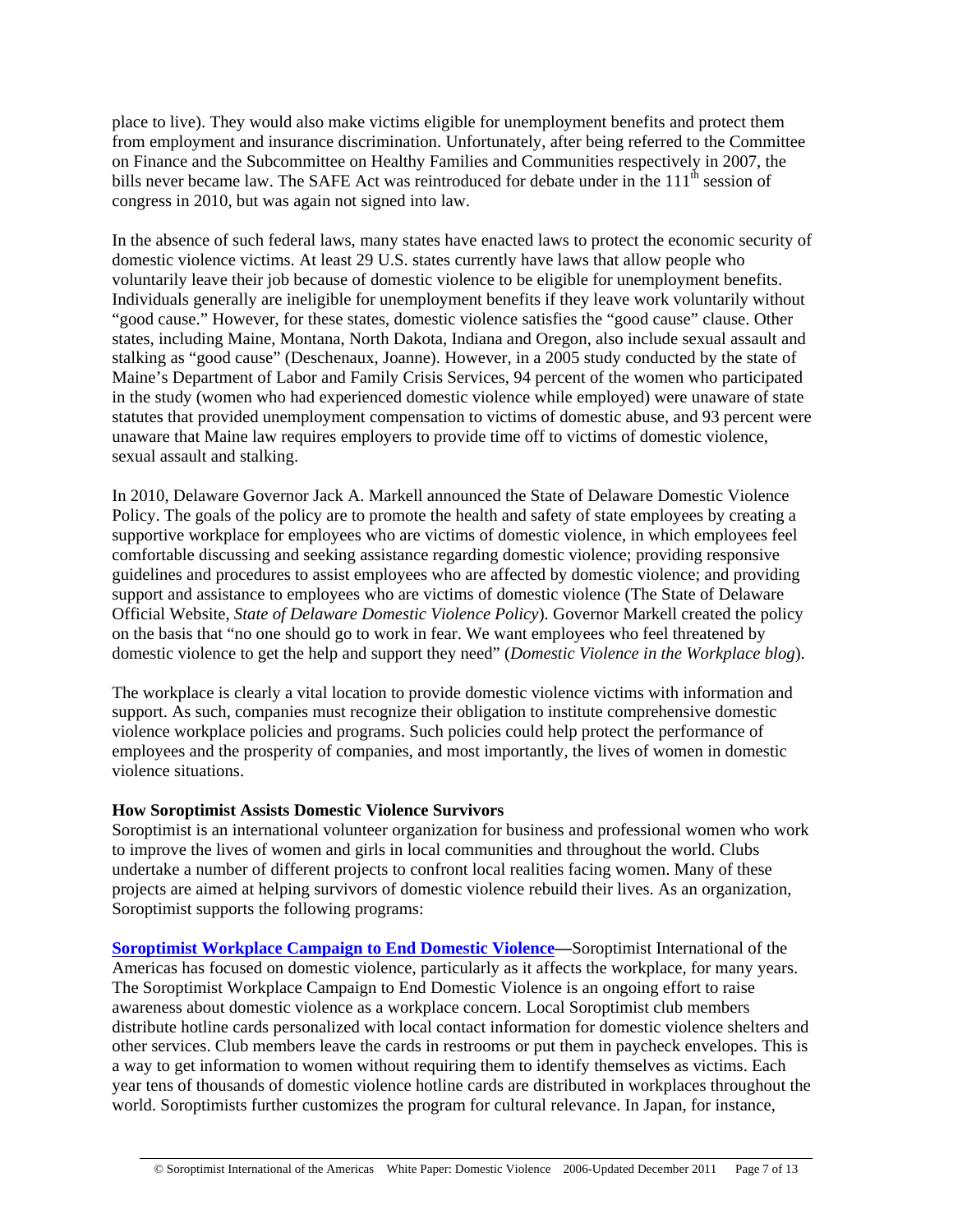place to live). They would also make victims eligible for unemployment benefits and protect them from employment and insurance discrimination. Unfortunately, after being referred to the Committee on Finance and the Subcommittee on Healthy Families and Communities respectively in 2007, the bills never became law. The SAFE Act was reintroduced for debate under in the 111th session of congress in 2010, but was again not signed into law.

In the absence of such federal laws, many states have enacted laws to protect the economic security of domestic violence victims. At least 29 U.S. states currently have laws that allow people who voluntarily leave their job because of domestic violence to be eligible for unemployment benefits. Individuals generally are ineligible for unemployment benefits if they leave work voluntarily without "good cause." However, for these states, domestic violence satisfies the "good cause" clause. Other states, including Maine, Montana, North Dakota, Indiana and Oregon, also include sexual assault and stalking as "good cause" (Deschenaux, Joanne). However, in a 2005 study conducted by the state of Maine's Department of Labor and Family Crisis Services, 94 percent of the women who participated in the study (women who had experienced domestic violence while employed) were unaware of state statutes that provided unemployment compensation to victims of domestic abuse, and 93 percent were unaware that Maine law requires employers to provide time off to victims of domestic violence, sexual assault and stalking.

In 2010, Delaware Governor Jack A. Markell announced the State of Delaware Domestic Violence Policy. The goals of the policy are to promote the health and safety of state employees by creating a supportive workplace for employees who are victims of domestic violence, in which employees feel comfortable discussing and seeking assistance regarding domestic violence; providing responsive guidelines and procedures to assist employees who are affected by domestic violence; and providing support and assistance to employees who are victims of domestic violence (The State of Delaware Official Website, *State of Delaware Domestic Violence Policy*). Governor Markell created the policy on the basis that "no one should go to work in fear. We want employees who feel threatened by domestic violence to get the help and support they need" (*Domestic Violence in the Workplace blog*).

The workplace is clearly a vital location to provide domestic violence victims with information and support. As such, companies must recognize their obligation to institute comprehensive domestic violence workplace policies and programs. Such policies could help protect the performance of employees and the prosperity of companies, and most importantly, the lives of women in domestic violence situations.

**How Soroptimist Assists Domestic Violence Survivors**

Soroptimist is an international volunteer organization for business and professional women who work to improve the lives of women and girls in local communities and throughout the world. Clubs undertake a number of different projects to confront local realities facing women. Many of these projects are aimed at helping survivors of domestic violence rebuild their lives. As an organization, Soroptimist supports the following programs:

**Soroptimist Workplace Campaign to End Domestic Violence—**Soroptimist International of the Americas has focused on domestic violence, particularly as it affects the workplace, for many years. The Soroptimist Workplace Campaign to End Domestic Violence is an ongoing effort to raise awareness about domestic violence as a workplace concern. Local Soroptimist club members distribute hotline cards personalized with local contact information for domestic violence shelters and other services. Club members leave the cards in restrooms or put them in paycheck envelopes. This is a way to get information to women without requiring them to identify themselves as victims. Each year tens of thousands of domestic violence hotline cards are distributed in workplaces throughout the world. Soroptimists further customizes the program for cultural relevance. In Japan, for instance,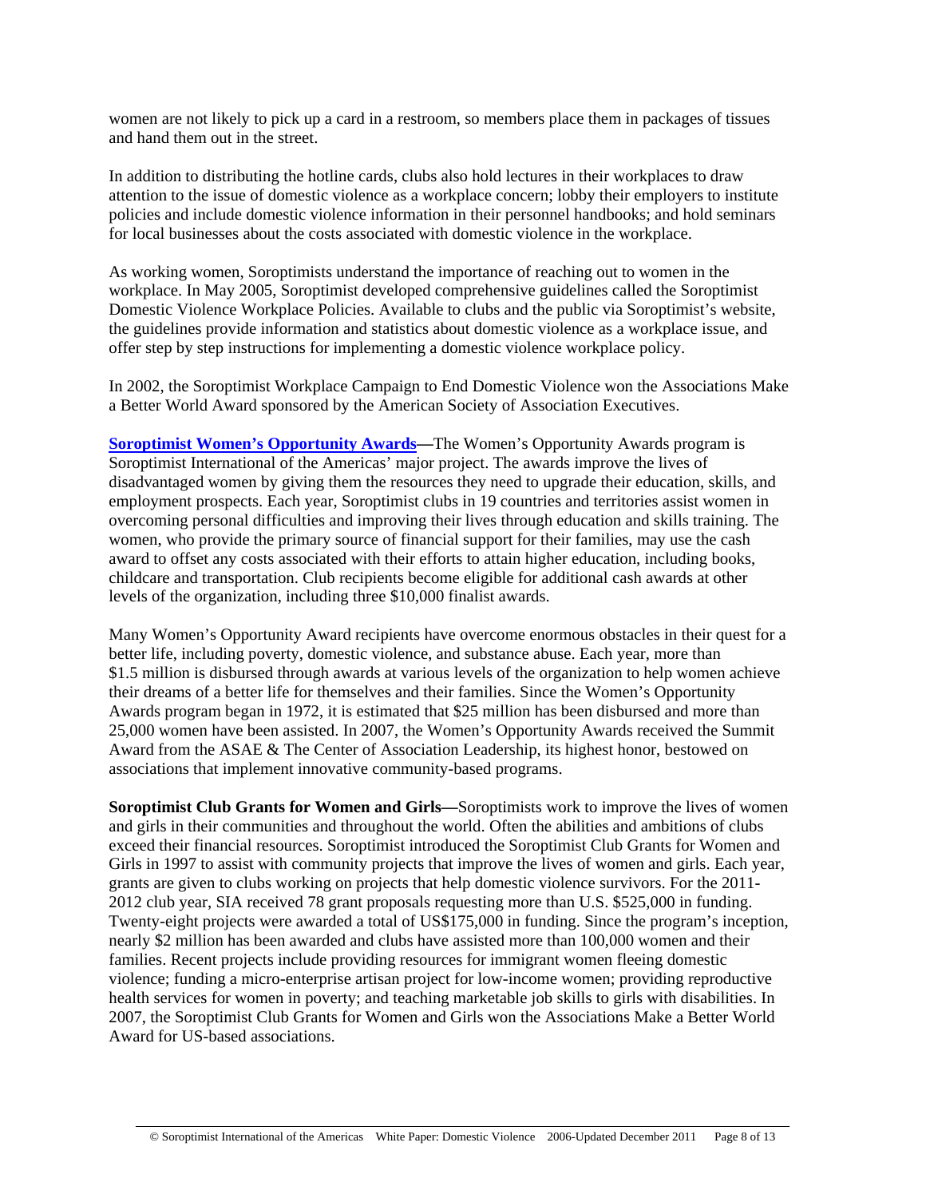women are not likely to pick up a card in a restroom, so members place them in packages of tissues and hand them out in the street.

In addition to distributing the hotline cards, clubs also hold lectures in their workplaces to draw attention to the issue of domestic violence as a workplace concern; lobby their employers to institute policies and include domestic violence information in their personnel handbooks; and hold seminars for local businesses about the costs associated with domestic violence in the workplace.

As working women, Soroptimists understand the importance of reaching out to women in the workplace. In May 2005, Soroptimist developed comprehensive guidelines called the Soroptimist Domestic Violence Workplace Policies. Available to clubs and the public via Soroptimist's website, the guidelines provide information and statistics about domestic violence as a workplace issue, and offer step by step instructions for implementing a domestic violence workplace policy.

In 2002, the Soroptimist Workplace Campaign to End Domestic Violence won the Associations Make a Better World Award sponsored by the American Society of Association Executives.

**Soroptimist Women's Opportunity Awards—**The Women's Opportunity Awards program is Soroptimist International of the Americas' major project. The awards improve the lives of disadvantaged women by giving them the resources they need to upgrade their education, skills, and employment prospects. Each year, Soroptimist clubs in 19 countries and territories assist women in overcoming personal difficulties and improving their lives through education and skills training. The women, who provide the primary source of financial support for their families, may use the cash award to offset any costs associated with their efforts to attain higher education, including books, childcare and transportation. Club recipients become eligible for additional cash awards at other levels of the organization, including three $10,000 finalist awards.

Many Women's Opportunity Award recipients have overcome enormous obstacles in their quest for a better life, including poverty, domestic violence, and substance abuse. Each year, more than $1.5 million is disbursed through awards at various levels of the organization to help women achieve their dreams of a better life for themselves and their families. Since the Women's Opportunity Awards program began in 1972, it is estimated that $25 million has been disbursed and more than 25,000 women have been assisted. In 2007, the Women's Opportunity Awards received the Summit Award from the ASAE & The Center of Association Leadership, its highest honor, bestowed on associations that implement innovative community-based programs.

**Soroptimist Club Grants for Women and Girls—**Soroptimists work to improve the lives of women and girls in their communities and throughout the world. Often the abilities and ambitions of clubs exceed their financial resources. Soroptimist introduced the Soroptimist Club Grants for Women and Girls in 1997 to assist with community projects that improve the lives of women and girls. Each year, grants are given to clubs working on projects that help domestic violence survivors. For the 2011-2012 club year, SIA received 78 grant proposals requesting more than U.S. $525,000 in funding. Twenty-eight projects were awarded a total of US$175,000 in funding. Since the program's inception, nearly $2 million has been awarded and clubs have assisted more than 100,000 women and their families. Recent projects include providing resources for immigrant women fleeing domestic violence; funding a micro-enterprise artisan project for low-income women; providing reproductive health services for women in poverty; and teaching marketable job skills to girls with disabilities. In 2007, the Soroptimist Club Grants for Women and Girls won the Associations Make a Better World Award for US-based associations.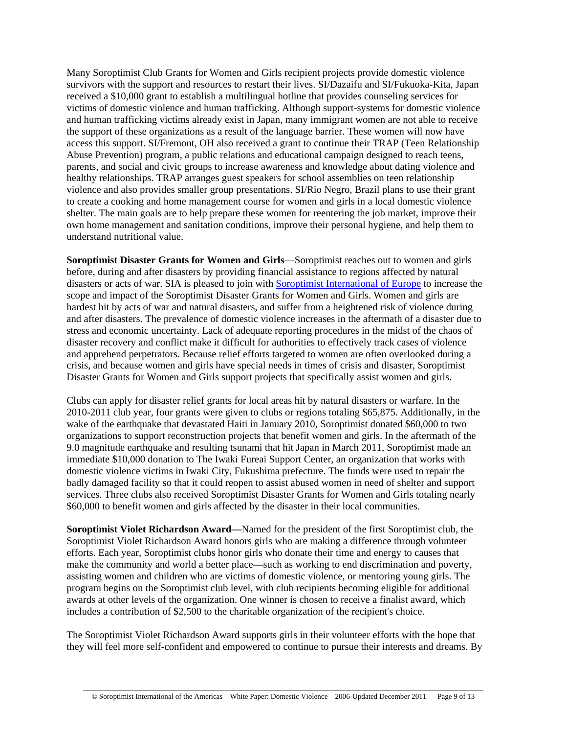Many Soroptimist Club Grants for Women and Girls recipient projects provide domestic violence survivors with the support and resources to restart their lives. SI/Dazaifu and SI/Fukuoka-Kita, Japan received a $10,000 grant to establish a multilingual hotline that provides counseling services for victims of domestic violence and human trafficking. Although support-systems for domestic violence and human trafficking victims already exist in Japan, many immigrant women are not able to receive the support of these organizations as a result of the language barrier. These women will now have access this support. SI/Fremont, OH also received a grant to continue their TRAP (Teen Relationship Abuse Prevention) program, a public relations and educational campaign designed to reach teens, parents, and social and civic groups to increase awareness and knowledge about dating violence and healthy relationships. TRAP arranges guest speakers for school assemblies on teen relationship violence and also provides smaller group presentations. SI/Rio Negro, Brazil plans to use their grant to create a cooking and home management course for women and girls in a local domestic violence shelter. The main goals are to help prepare these women for reentering the job market, improve their own home management and sanitation conditions, improve their personal hygiene, and help them to understand nutritional value.

**Soroptimist Disaster Grants for Women and Girls**—Soroptimist reaches out to women and girls before, during and after disasters by providing financial assistance to regions affected by natural disasters or acts of war. SIA is pleased to join with Soroptimist International of Europe to increase the scope and impact of the Soroptimist Disaster Grants for Women and Girls. Women and girls are hardest hit by acts of war and natural disasters, and suffer from a heightened risk of violence during and after disasters. The prevalence of domestic violence increases in the aftermath of a disaster due to stress and economic uncertainty. Lack of adequate reporting procedures in the midst of the chaos of disaster recovery and conflict make it difficult for authorities to effectively track cases of violence and apprehend perpetrators. Because relief efforts targeted to women are often overlooked during a crisis, and because women and girls have special needs in times of crisis and disaster, Soroptimist Disaster Grants for Women and Girls support projects that specifically assist women and girls.

Clubs can apply for disaster relief grants for local areas hit by natural disasters or warfare. In the 2010-2011 club year, four grants were given to clubs or regions totaling $65,875. Additionally, in the wake of the earthquake that devastated Haiti in January 2010, Soroptimist donated $60,000 to two organizations to support reconstruction projects that benefit women and girls. In the aftermath of the 9.0 magnitude earthquake and resulting tsunami that hit Japan in March 2011, Soroptimist made an immediate $10,000 donation to The Iwaki Fureai Support Center, an organization that works with domestic violence victims in Iwaki City, Fukushima prefecture. The funds were used to repair the badly damaged facility so that it could reopen to assist abused women in need of shelter and support services. Three clubs also received Soroptimist Disaster Grants for Women and Girls totaling nearly $60,000 to benefit women and girls affected by the disaster in their local communities.

**Soroptimist Violet Richardson Award—**Named for the president of the first Soroptimist club, the Soroptimist Violet Richardson Award honors girls who are making a difference through volunteer efforts. Each year, Soroptimist clubs honor girls who donate their time and energy to causes that make the community and world a better place—such as working to end discrimination and poverty, assisting women and children who are victims of domestic violence, or mentoring young girls. The program begins on the Soroptimist club level, with club recipients becoming eligible for additional awards at other levels of the organization. One winner is chosen to receive a finalist award, which includes a contribution of $2,500 to the charitable organization of the recipient's choice.

The Soroptimist Violet Richardson Award supports girls in their volunteer efforts with the hope that they will feel more self-confident and empowered to continue to pursue their interests and dreams. By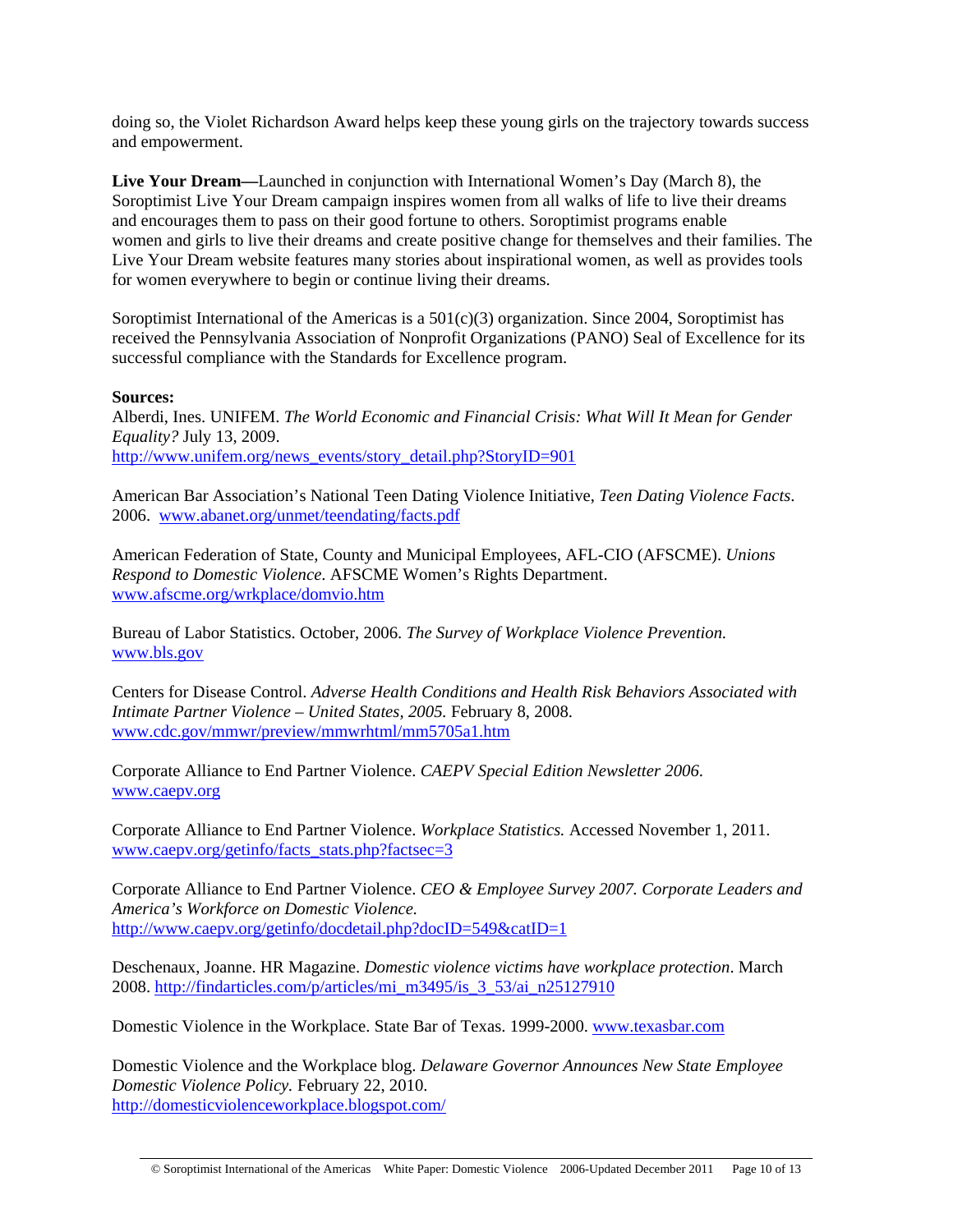doing so, the Violet Richardson Award helps keep these young girls on the trajectory towards success and empowerment.

**Live Your Dream—**Launched in conjunction with International Women's Day (March 8), the Soroptimist Live Your Dream campaign inspires women from all walks of life to live their dreams and encourages them to pass on their good fortune to others. Soroptimist programs enable women and girls to live their dreams and create positive change for themselves and their families. The Live Your Dream website features many stories about inspirational women, as well as provides tools for women everywhere to begin or continue living their dreams.

Soroptimist International of the Americas is a 501(c)(3) organization. Since 2004, Soroptimist has received the Pennsylvania Association of Nonprofit Organizations (PANO) Seal of Excellence for its successful compliance with the Standards for Excellence program.

**Sources:**

Alberdi, Ines. UNIFEM. *The World Economic and Financial Crisis: What Will It Mean for Gender Equality?* July 13, 2009. http://www.unifem.org/news_events/story_detail.php?StoryID=901

American Bar Association's National Teen Dating Violence Initiative, *Teen Dating Violence Facts*. 2006. www.abanet.org/unmet/teendating/facts.pdf

American Federation of State, County and Municipal Employees, AFL-CIO (AFSCME). *Unions Respond to Domestic Violence*. AFSCME Women's Rights Department. www.afscme.org/wrkplace/domvio.htm

Bureau of Labor Statistics. October, 2006. *The Survey of Workplace Violence Prevention.* www.bls.gov

Centers for Disease Control. *Adverse Health Conditions and Health Risk Behaviors Associated with Intimate Partner Violence – United States, 2005.* February 8, 2008. www.cdc.gov/mmwr/preview/mmwrhtml/mm5705a1.htm

Corporate Alliance to End Partner Violence. *CAEPV Special Edition Newsletter 2006.* www.caepv.org

Corporate Alliance to End Partner Violence. *Workplace Statistics.* Accessed November 1, 2011. www.caepv.org/getinfo/facts_stats.php?factsec=3

Corporate Alliance to End Partner Violence. *CEO & Employee Survey 2007. Corporate Leaders and America's Workforce on Domestic Violence.* http://www.caepv.org/getinfo/docdetail.php?docID=549&catID=1

Deschenaux, Joanne. HR Magazine. *Domestic violence victims have workplace protection*. March 2008. http://findarticles.com/p/articles/mi_m3495/is_3_53/ai_n25127910

Domestic Violence in the Workplace. State Bar of Texas. 1999-2000. www.texasbar.com

Domestic Violence and the Workplace blog. *Delaware Governor Announces New State Employee Domestic Violence Policy.* February 22, 2010. http://domesticviolenceworkplace.blogspot.com/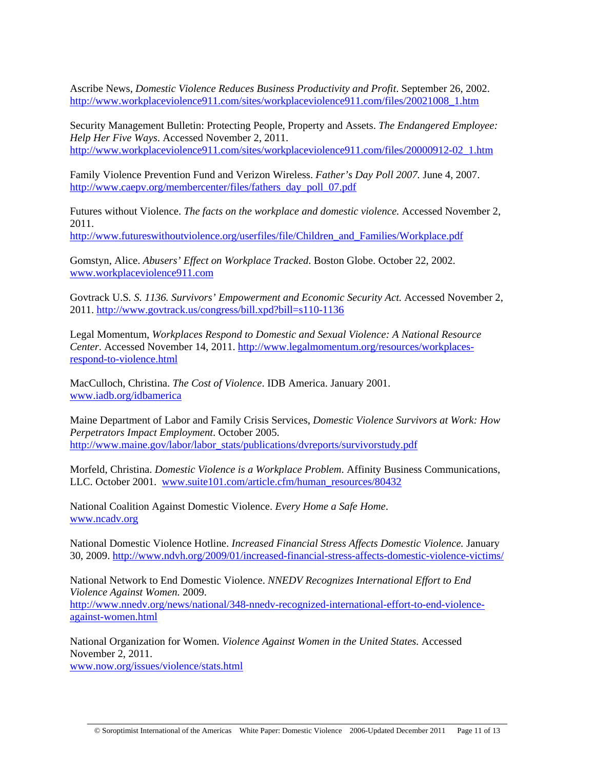Ascribe News, *Domestic Violence Reduces Business Productivity and Profit*. September 26, 2002. http://www.workplaceviolence911.com/sites/workplaceviolence911.com/files/20021008_1.htm

Security Management Bulletin: Protecting People, Property and Assets. *The Endangered Employee: Help Her Five Ways*. Accessed November 2, 2011. http://www.workplaceviolence911.com/sites/workplaceviolence911.com/files/20000912-02_1.htm

Family Violence Prevention Fund and Verizon Wireless. *Father's Day Poll 2007.* June 4, 2007. http://www.caepv.org/membercenter/files/fathers_day_poll_07.pdf

Futures without Violence. *The facts on the workplace and domestic violence.* Accessed November 2, 2011. http://www.futureswithoutviolence.org/userfiles/file/Children_and_Families/Workplace.pdf

Gomstyn, Alice. *Abusers' Effect on Workplace Tracked*. Boston Globe. October 22, 2002. www.workplaceviolence911.com

Govtrack U.S. *S. 1136. Survivors' Empowerment and Economic Security Act.* Accessed November 2, 2011. http://www.govtrack.us/congress/bill.xpd?bill=s110-1136

Legal Momentum, *Workplaces Respond to Domestic and Sexual Violence: A National Resource Center*. Accessed November 14, 2011. http://www.legalmomentum.org/resources/workplaces-respond-to-violence.html

MacCulloch, Christina. *The Cost of Violence*. IDB America. January 2001. www.iadb.org/idbamerica

Maine Department of Labor and Family Crisis Services, *Domestic Violence Survivors at Work: How Perpetrators Impact Employment*. October 2005. http://www.maine.gov/labor/labor_stats/publications/dvreports/survivorstudy.pdf

Morfeld, Christina. *Domestic Violence is a Workplace Problem*. Affinity Business Communications, LLC. October 2001. www.suite101.com/article.cfm/human_resources/80432

National Coalition Against Domestic Violence. *Every Home a Safe Home*. www.ncadv.org

National Domestic Violence Hotline. *Increased Financial Stress Affects Domestic Violence.* January 30, 2009. http://www.ndvh.org/2009/01/increased-financial-stress-affects-domestic-violence-victims/

National Network to End Domestic Violence. *NNEDV Recognizes International Effort to End Violence Against Women.* 2009. http://www.nnedv.org/news/national/348-nnedv-recognized-international-effort-to-end-violence-against-women.html

National Organization for Women. *Violence Against Women in the United States.* Accessed November 2, 2011. www.now.org/issues/violence/stats.html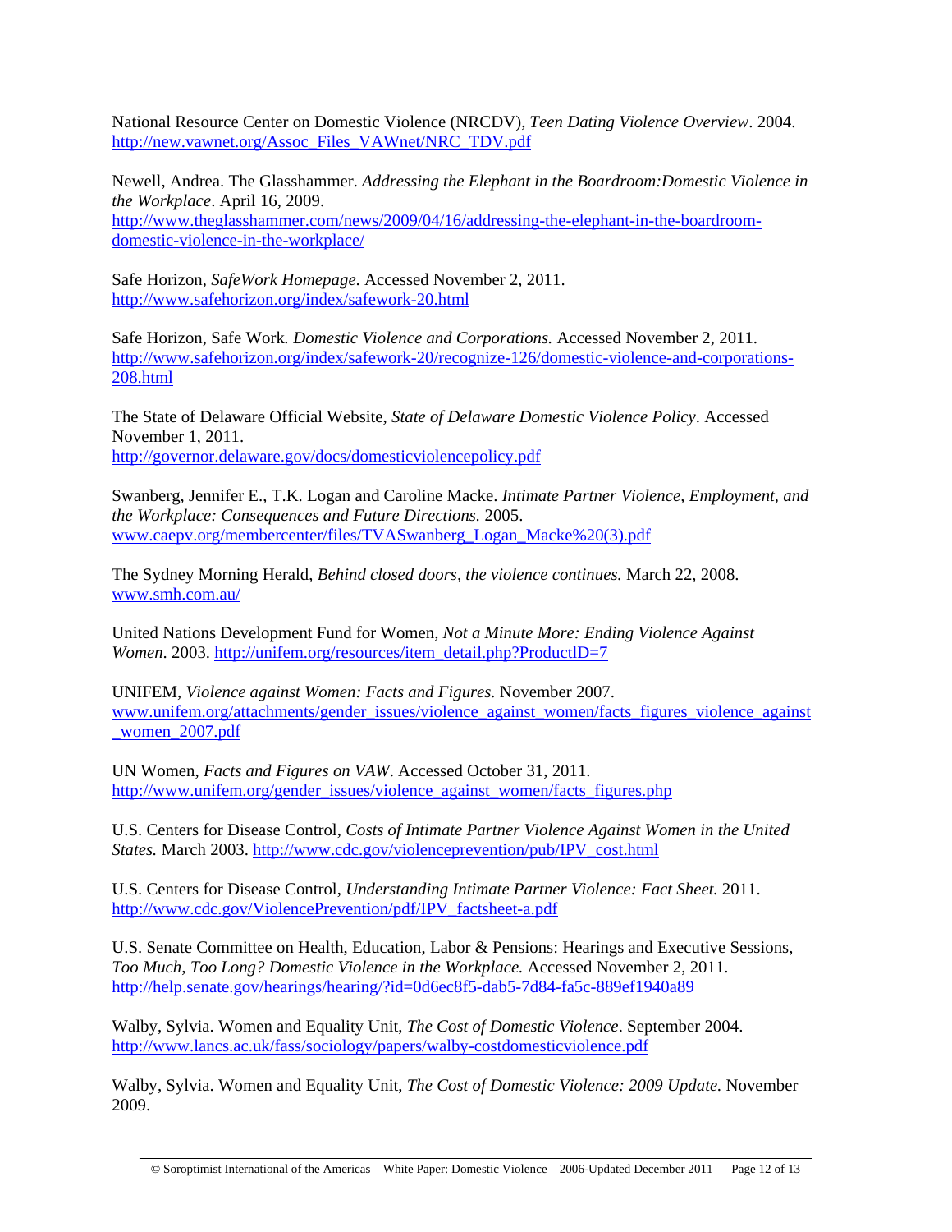National Resource Center on Domestic Violence (NRCDV), *Teen Dating Violence Overview*. 2004. http://new.vawnet.org/Assoc_Files_VAWnet/NRC_TDV.pdf

Newell, Andrea. The Glasshammer. *Addressing the Elephant in the Boardroom:Domestic Violence in the Workplace*. April 16, 2009. http://www.theglasshammer.com/news/2009/04/16/addressing-the-elephant-in-the-boardroom-domestic-violence-in-the-workplace/

Safe Horizon, *SafeWork Homepage.* Accessed November 2, 2011. http://www.safehorizon.org/index/safework-20.html

Safe Horizon, Safe Work*. Domestic Violence and Corporations.* Accessed November 2, 2011. http://www.safehorizon.org/index/safework-20/recognize-126/domestic-violence-and-corporations-208.html

The State of Delaware Official Website, *State of Delaware Domestic Violence Policy*. Accessed November 1, 2011. http://governor.delaware.gov/docs/domesticviolencepolicy.pdf

Swanberg, Jennifer E., T.K. Logan and Caroline Macke. *Intimate Partner Violence, Employment, and the Workplace: Consequences and Future Directions.* 2005. www.caepv.org/membercenter/files/TVASwanberg_Logan_Macke%20(3).pdf

The Sydney Morning Herald, *Behind closed doors, the violence continues.* March 22, 2008. www.smh.com.au/

United Nations Development Fund for Women, *Not a Minute More: Ending Violence Against Women*. 2003. http://unifem.org/resources/item_detail.php?ProductlD=7

UNIFEM, *Violence against Women: Facts and Figures.* November 2007. www.unifem.org/attachments/gender_issues/violence_against_women/facts_figures_violence_against_women_2007.pdf

UN Women, *Facts and Figures on VAW*. Accessed October 31, 2011. http://www.unifem.org/gender_issues/violence_against_women/facts_figures.php

U.S. Centers for Disease Control, *Costs of Intimate Partner Violence Against Women in the United States.* March 2003. http://www.cdc.gov/violenceprevention/pub/IPV_cost.html

U.S. Centers for Disease Control, *Understanding Intimate Partner Violence: Fact Sheet.* 2011. http://www.cdc.gov/ViolencePrevention/pdf/IPV_factsheet-a.pdf

U.S. Senate Committee on Health, Education, Labor & Pensions: Hearings and Executive Sessions, *Too Much, Too Long? Domestic Violence in the Workplace.* Accessed November 2, 2011. http://help.senate.gov/hearings/hearing/?id=0d6ec8f5-dab5-7d84-fa5c-889ef1940a89

Walby, Sylvia. Women and Equality Unit, *The Cost of Domestic Violence*. September 2004. http://www.lancs.ac.uk/fass/sociology/papers/walby-costdomesticviolence.pdf

Walby, Sylvia. Women and Equality Unit, *The Cost of Domestic Violence: 2009 Update.* November 2009.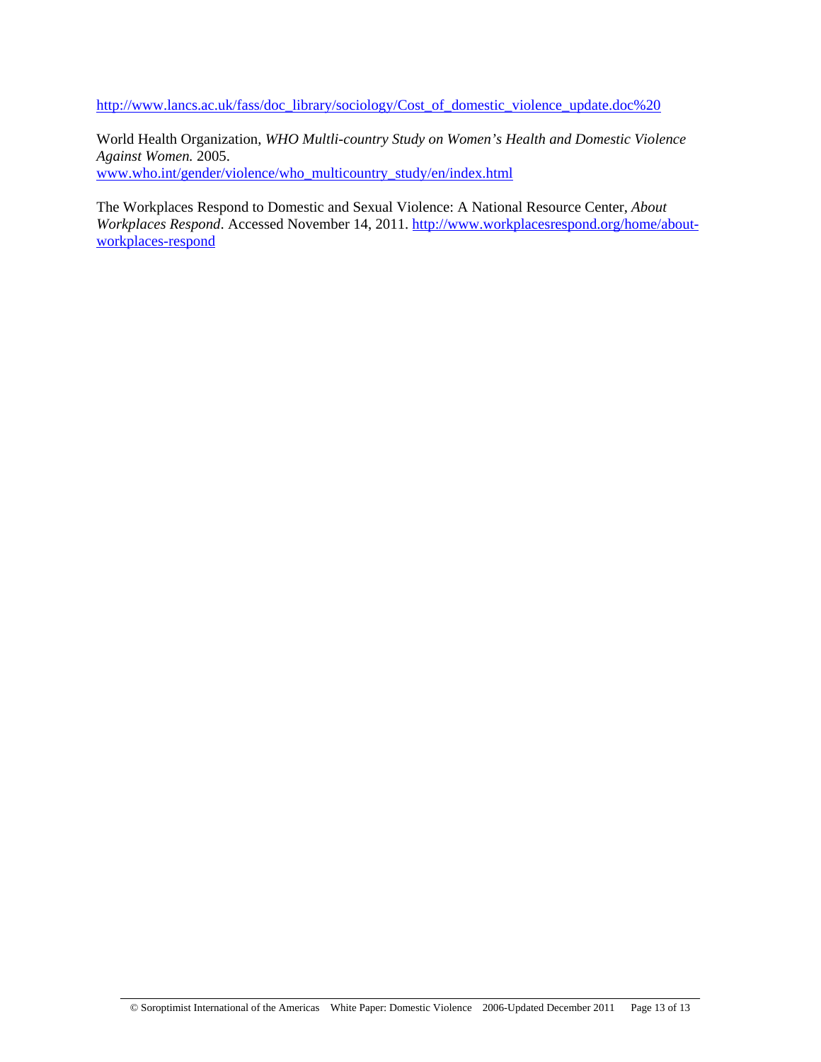http://www.lancs.ac.uk/fass/doc_library/sociology/Cost_of_domestic_violence_update.doc%20

World Health Organization, *WHO Multli-country Study on Women's Health and Domestic Violence Against Women.* 2005.
www.who.int/gender/violence/who_multicountry_study/en/index.html

The Workplaces Respond to Domestic and Sexual Violence: A National Resource Center, *About Workplaces Respond*. Accessed November 14, 2011. http://www.workplacesrespond.org/home/about-workplaces-respond